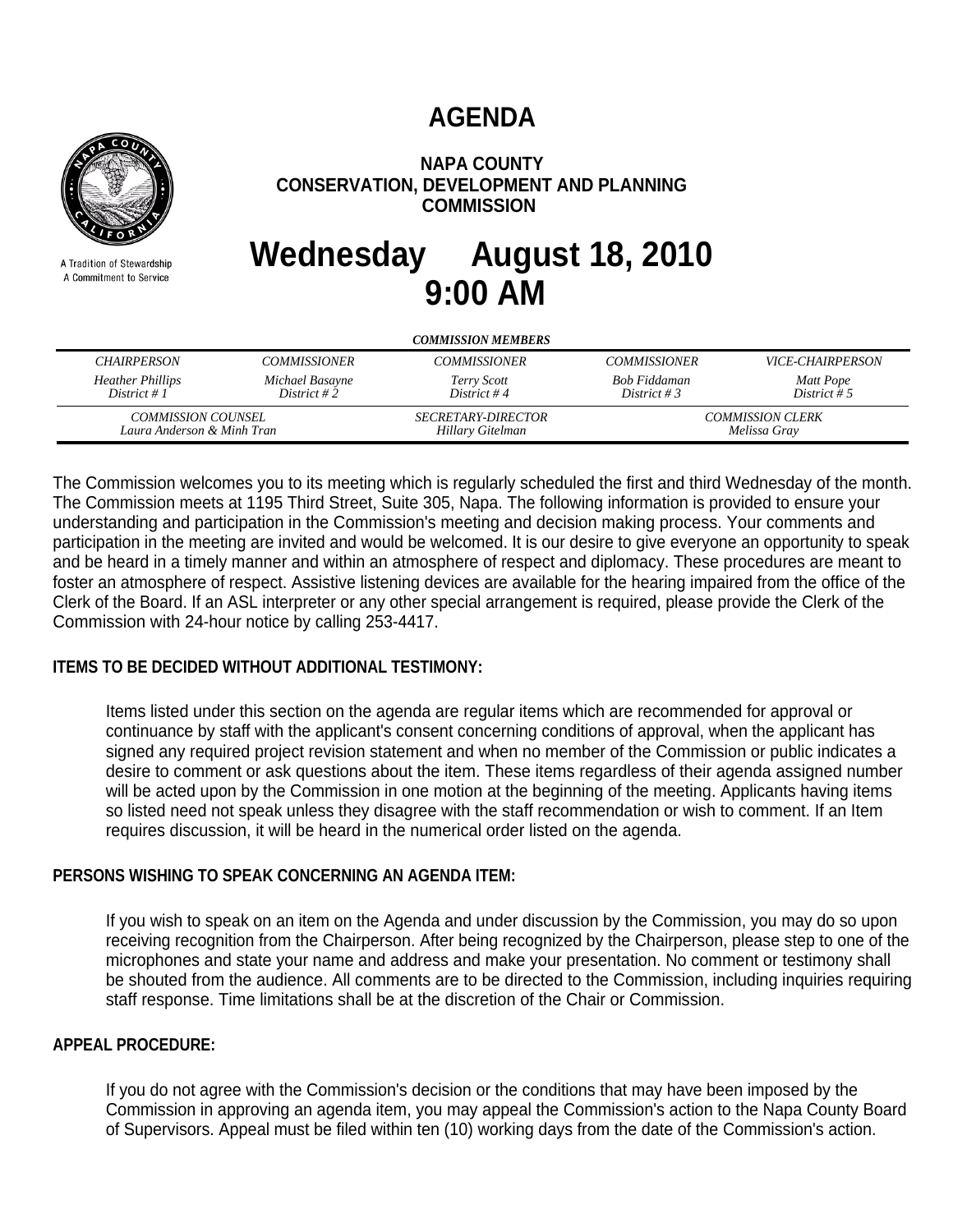# AGENDA

**NAPA COUNTY**
**CONSERVATION, DEVELOPMENT AND PLANNING COMMISSION**

A Tradition of Stewardship
A Commitment to Service

# Wednesday August 18, 2010
# 9:00 AM

***COMMISSION MEMBERS***

| *CHAIRPERSON* | *COMMISSIONER* | *COMMISSIONER* | *COMMISSIONER* | *VICE-CHAIRPERSON* |
|---|---|---|---|---|
| *Heather Phillips*<br>*District # 1* | *Michael Basayne*<br>*District # 2* | *Terry Scott*<br>*District # 4* | *Bob Fiddaman*<br>*District # 3* | *Matt Pope*<br>*District # 5* |

| *COMMISSION COUNSEL* | *SECRETARY-DIRECTOR* | *COMMISSION CLERK* |
|---|---|---|
| *Laura Anderson & Minh Tran* | *Hillary Gitelman* | *Melissa Gray* |

The Commission welcomes you to its meeting which is regularly scheduled the first and third Wednesday of the month. The Commission meets at 1195 Third Street, Suite 305, Napa. The following information is provided to ensure your understanding and participation in the Commission's meeting and decision making process. Your comments and participation in the meeting are invited and would be welcomed. It is our desire to give everyone an opportunity to speak and be heard in a timely manner and within an atmosphere of respect and diplomacy. These procedures are meant to foster an atmosphere of respect. Assistive listening devices are available for the hearing impaired from the office of the Clerk of the Board. If an ASL interpreter or any other special arrangement is required, please provide the Clerk of the Commission with 24-hour notice by calling 253-4417.

**ITEMS TO BE DECIDED WITHOUT ADDITIONAL TESTIMONY:**

Items listed under this section on the agenda are regular items which are recommended for approval or continuance by staff with the applicant's consent concerning conditions of approval, when the applicant has signed any required project revision statement and when no member of the Commission or public indicates a desire to comment or ask questions about the item. These items regardless of their agenda assigned number will be acted upon by the Commission in one motion at the beginning of the meeting. Applicants having items so listed need not speak unless they disagree with the staff recommendation or wish to comment. If an Item requires discussion, it will be heard in the numerical order listed on the agenda.

**PERSONS WISHING TO SPEAK CONCERNING AN AGENDA ITEM:**

If you wish to speak on an item on the Agenda and under discussion by the Commission, you may do so upon receiving recognition from the Chairperson. After being recognized by the Chairperson, please step to one of the microphones and state your name and address and make your presentation. No comment or testimony shall be shouted from the audience. All comments are to be directed to the Commission, including inquiries requiring staff response. Time limitations shall be at the discretion of the Chair or Commission.

**APPEAL PROCEDURE:**

If you do not agree with the Commission's decision or the conditions that may have been imposed by the Commission in approving an agenda item, you may appeal the Commission's action to the Napa County Board of Supervisors. Appeal must be filed within ten (10) working days from the date of the Commission's action.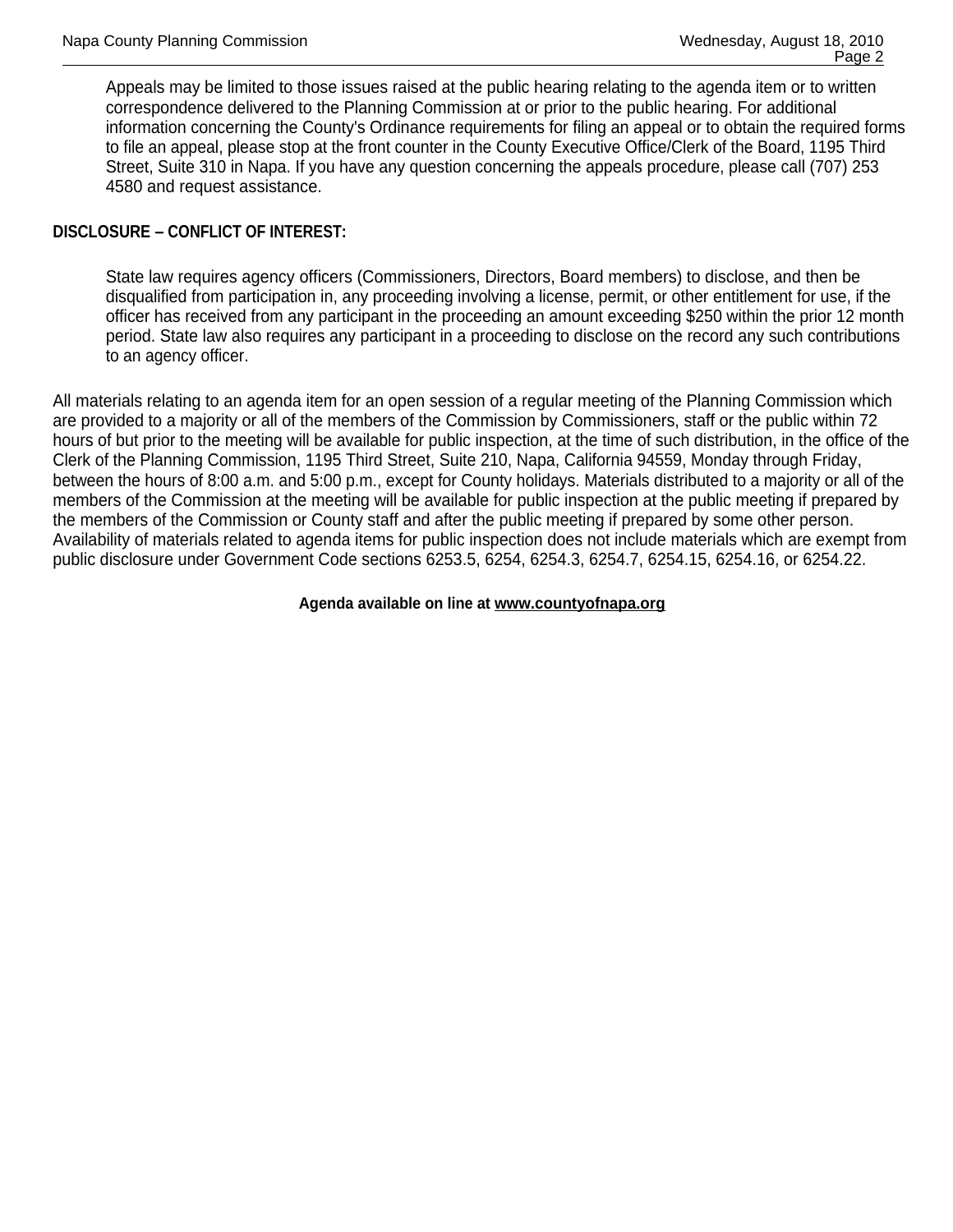Appeals may be limited to those issues raised at the public hearing relating to the agenda item or to written correspondence delivered to the Planning Commission at or prior to the public hearing. For additional information concerning the County's Ordinance requirements for filing an appeal or to obtain the required forms to file an appeal, please stop at the front counter in the County Executive Office/Clerk of the Board, 1195 Third Street, Suite 310 in Napa. If you have any question concerning the appeals procedure, please call (707) 253 4580 and request assistance.

**DISCLOSURE – CONFLICT OF INTEREST:**

State law requires agency officers (Commissioners, Directors, Board members) to disclose, and then be disqualified from participation in, any proceeding involving a license, permit, or other entitlement for use, if the officer has received from any participant in the proceeding an amount exceeding $250 within the prior 12 month period. State law also requires any participant in a proceeding to disclose on the record any such contributions to an agency officer.

All materials relating to an agenda item for an open session of a regular meeting of the Planning Commission which are provided to a majority or all of the members of the Commission by Commissioners, staff or the public within 72 hours of but prior to the meeting will be available for public inspection, at the time of such distribution, in the office of the Clerk of the Planning Commission, 1195 Third Street, Suite 210, Napa, California 94559, Monday through Friday, between the hours of 8:00 a.m. and 5:00 p.m., except for County holidays. Materials distributed to a majority or all of the members of the Commission at the meeting will be available for public inspection at the public meeting if prepared by the members of the Commission or County staff and after the public meeting if prepared by some other person. Availability of materials related to agenda items for public inspection does not include materials which are exempt from public disclosure under Government Code sections 6253.5, 6254, 6254.3, 6254.7, 6254.15, 6254.16, or 6254.22.

**Agenda available on line at www.countyofnapa.org**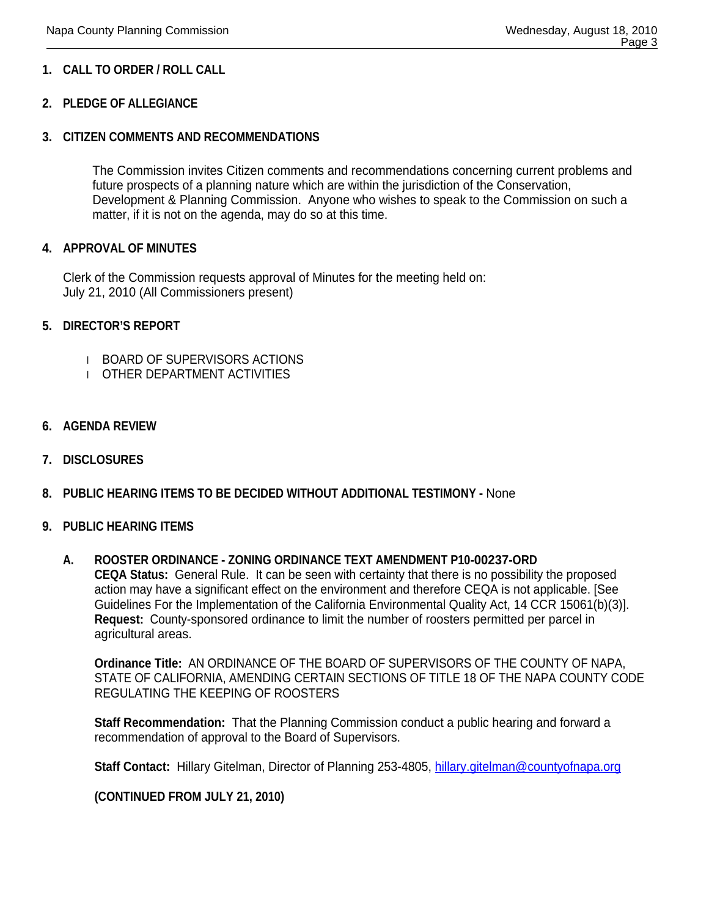1. **CALL TO ORDER / ROLL CALL**

2. **PLEDGE OF ALLEGIANCE**

3. **CITIZEN COMMENTS AND RECOMMENDATIONS**

   The Commission invites Citizen comments and recommendations concerning current problems and future prospects of a planning nature which are within the jurisdiction of the Conservation, Development & Planning Commission. Anyone who wishes to speak to the Commission on such a matter, if it is not on the agenda, may do so at this time.

4. **APPROVAL OF MINUTES**

   Clerk of the Commission requests approval of Minutes for the meeting held on:
   July 21, 2010 (All Commissioners present)

5. **DIRECTOR'S REPORT**

   - BOARD OF SUPERVISORS ACTIONS
   - OTHER DEPARTMENT ACTIVITIES

6. **AGENDA REVIEW**

7. **DISCLOSURES**

8. **PUBLIC HEARING ITEMS TO BE DECIDED WITHOUT ADDITIONAL TESTIMONY -** None

9. **PUBLIC HEARING ITEMS**

   **A. ROOSTER ORDINANCE - ZONING ORDINANCE TEXT AMENDMENT P10-00237-ORD**
   **CEQA Status:** General Rule. It can be seen with certainty that there is no possibility the proposed action may have a significant effect on the environment and therefore CEQA is not applicable. [See Guidelines For the Implementation of the California Environmental Quality Act, 14 CCR 15061(b)(3)].
   **Request:** County-sponsored ordinance to limit the number of roosters permitted per parcel in agricultural areas.

   **Ordinance Title:** AN ORDINANCE OF THE BOARD OF SUPERVISORS OF THE COUNTY OF NAPA, STATE OF CALIFORNIA, AMENDING CERTAIN SECTIONS OF TITLE 18 OF THE NAPA COUNTY CODE REGULATING THE KEEPING OF ROOSTERS

   **Staff Recommendation:** That the Planning Commission conduct a public hearing and forward a recommendation of approval to the Board of Supervisors.

   **Staff Contact:** Hillary Gitelman, Director of Planning 253-4805, hillary.gitelman@countyofnapa.org

   **(CONTINUED FROM JULY 21, 2010)**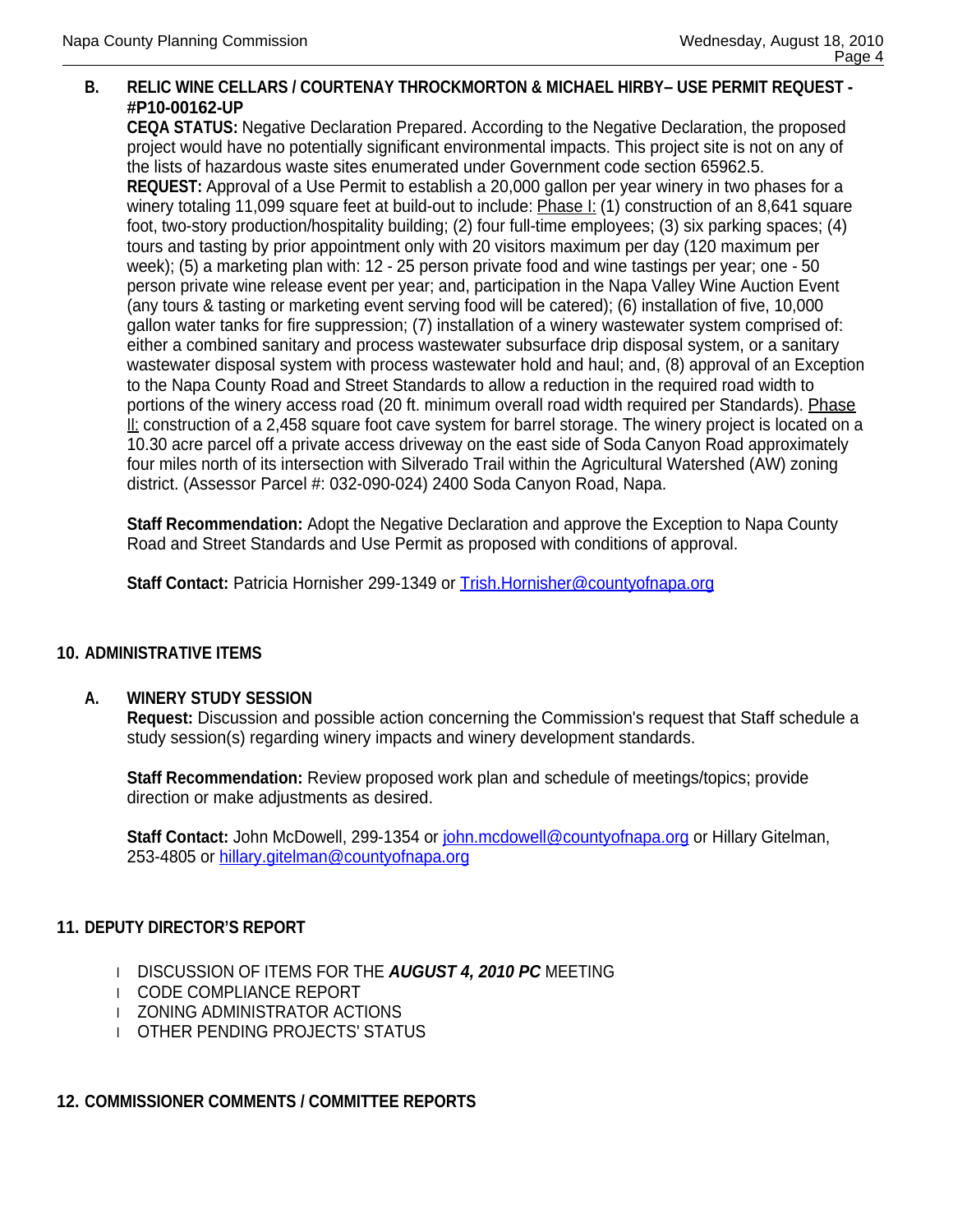**B. RELIC WINE CELLARS / COURTENAY THROCKMORTON & MICHAEL HIRBY– USE PERMIT REQUEST - #P10-00162-UP**

**CEQA STATUS:** Negative Declaration Prepared. According to the Negative Declaration, the proposed project would have no potentially significant environmental impacts. This project site is not on any of the lists of hazardous waste sites enumerated under Government code section 65962.5.

**REQUEST:** Approval of a Use Permit to establish a 20,000 gallon per year winery in two phases for a winery totaling 11,099 square feet at build-out to include: <u>Phase I:</u> (1) construction of an 8,641 square foot, two-story production/hospitality building; (2) four full-time employees; (3) six parking spaces; (4) tours and tasting by prior appointment only with 20 visitors maximum per day (120 maximum per week); (5) a marketing plan with: 12 - 25 person private food and wine tastings per year; one - 50 person private wine release event per year; and, participation in the Napa Valley Wine Auction Event (any tours & tasting or marketing event serving food will be catered); (6) installation of five, 10,000 gallon water tanks for fire suppression; (7) installation of a winery wastewater system comprised of: either a combined sanitary and process wastewater subsurface drip disposal system, or a sanitary wastewater disposal system with process wastewater hold and haul; and, (8) approval of an Exception to the Napa County Road and Street Standards to allow a reduction in the required road width to portions of the winery access road (20 ft. minimum overall road width required per Standards). <u>Phase II:</u> construction of a 2,458 square foot cave system for barrel storage. The winery project is located on a 10.30 acre parcel off a private access driveway on the east side of Soda Canyon Road approximately four miles north of its intersection with Silverado Trail within the Agricultural Watershed (AW) zoning district. (Assessor Parcel #: 032-090-024) 2400 Soda Canyon Road, Napa.

**Staff Recommendation:** Adopt the Negative Declaration and approve the Exception to Napa County Road and Street Standards and Use Permit as proposed with conditions of approval.

**Staff Contact:** Patricia Hornisher 299-1349 or Trish.Hornisher@countyofnapa.org

## 10. ADMINISTRATIVE ITEMS

**A. WINERY STUDY SESSION**

**Request:** Discussion and possible action concerning the Commission's request that Staff schedule a study session(s) regarding winery impacts and winery development standards.

**Staff Recommendation:** Review proposed work plan and schedule of meetings/topics; provide direction or make adjustments as desired.

**Staff Contact:** John McDowell, 299-1354 or john.mcdowell@countyofnapa.org or Hillary Gitelman, 253-4805 or hillary.gitelman@countyofnapa.org

## 11. DEPUTY DIRECTOR'S REPORT

- DISCUSSION OF ITEMS FOR THE ***AUGUST 4, 2010 PC*** MEETING
- CODE COMPLIANCE REPORT
- ZONING ADMINISTRATOR ACTIONS
- OTHER PENDING PROJECTS' STATUS

## 12. COMMISSIONER COMMENTS / COMMITTEE REPORTS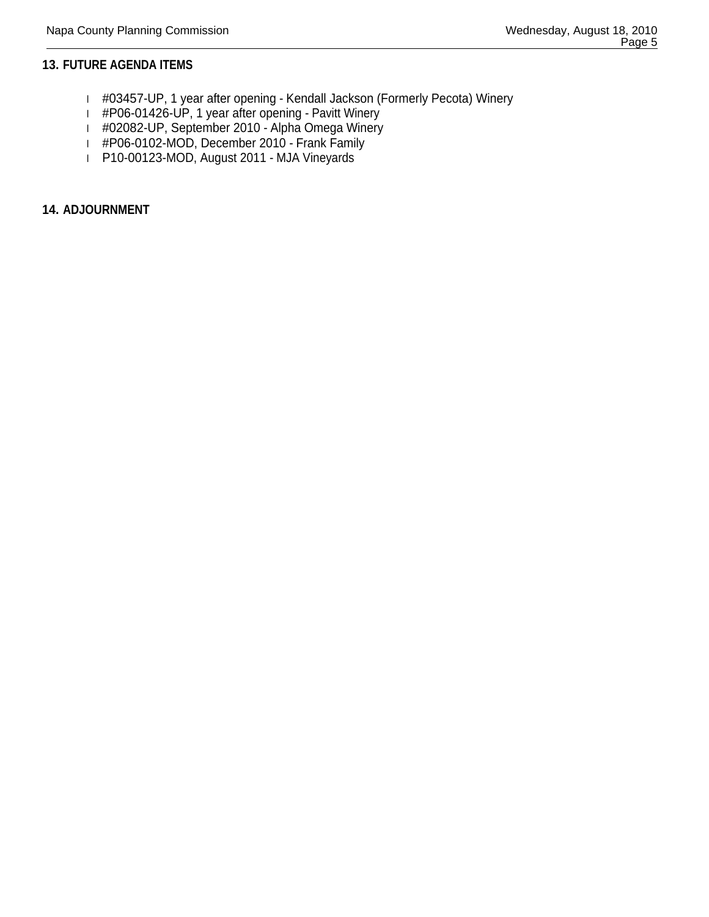## 13. FUTURE AGENDA ITEMS

- #03457-UP, 1 year after opening - Kendall Jackson (Formerly Pecota) Winery
- #P06-01426-UP, 1 year after opening - Pavitt Winery
- #02082-UP, September 2010 - Alpha Omega Winery
- #P06-0102-MOD, December 2010 - Frank Family
- P10-00123-MOD, August 2011 - MJA Vineyards

## 14. ADJOURNMENT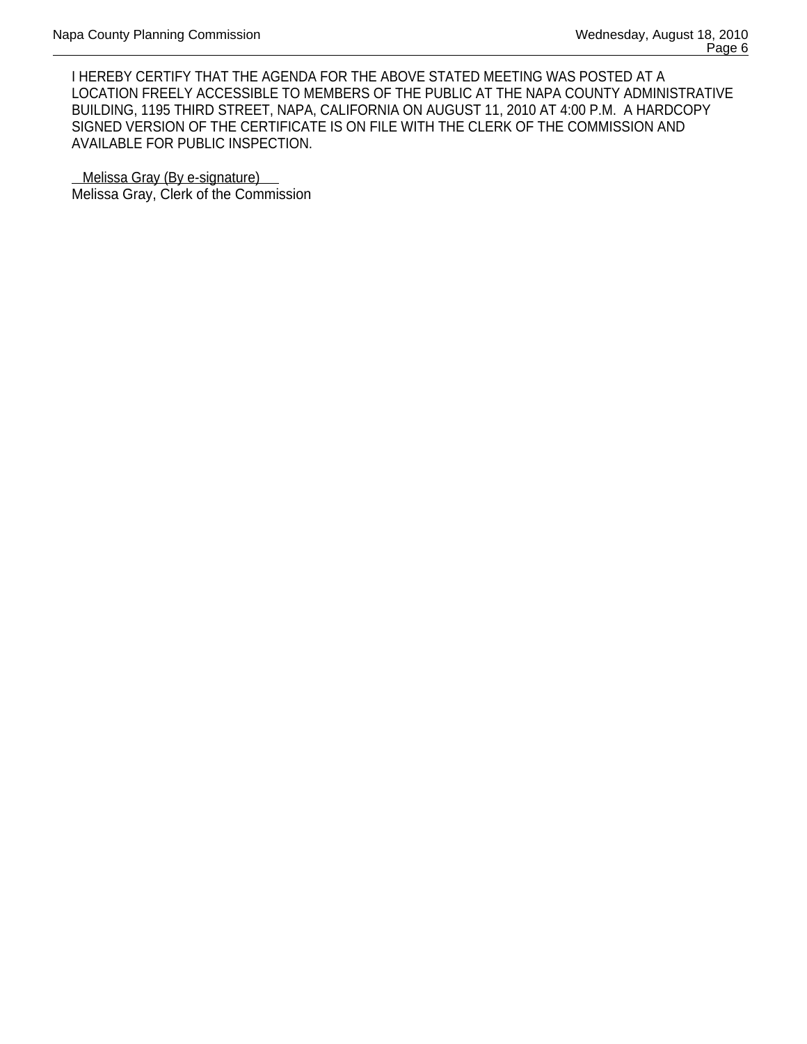I HEREBY CERTIFY THAT THE AGENDA FOR THE ABOVE STATED MEETING WAS POSTED AT A LOCATION FREELY ACCESSIBLE TO MEMBERS OF THE PUBLIC AT THE NAPA COUNTY ADMINISTRATIVE BUILDING, 1195 THIRD STREET, NAPA, CALIFORNIA ON AUGUST 11, 2010 AT 4:00 P.M. A HARDCOPY SIGNED VERSION OF THE CERTIFICATE IS ON FILE WITH THE CLERK OF THE COMMISSION AND AVAILABLE FOR PUBLIC INSPECTION.

Melissa Gray (By e-signature)

Melissa Gray, Clerk of the Commission